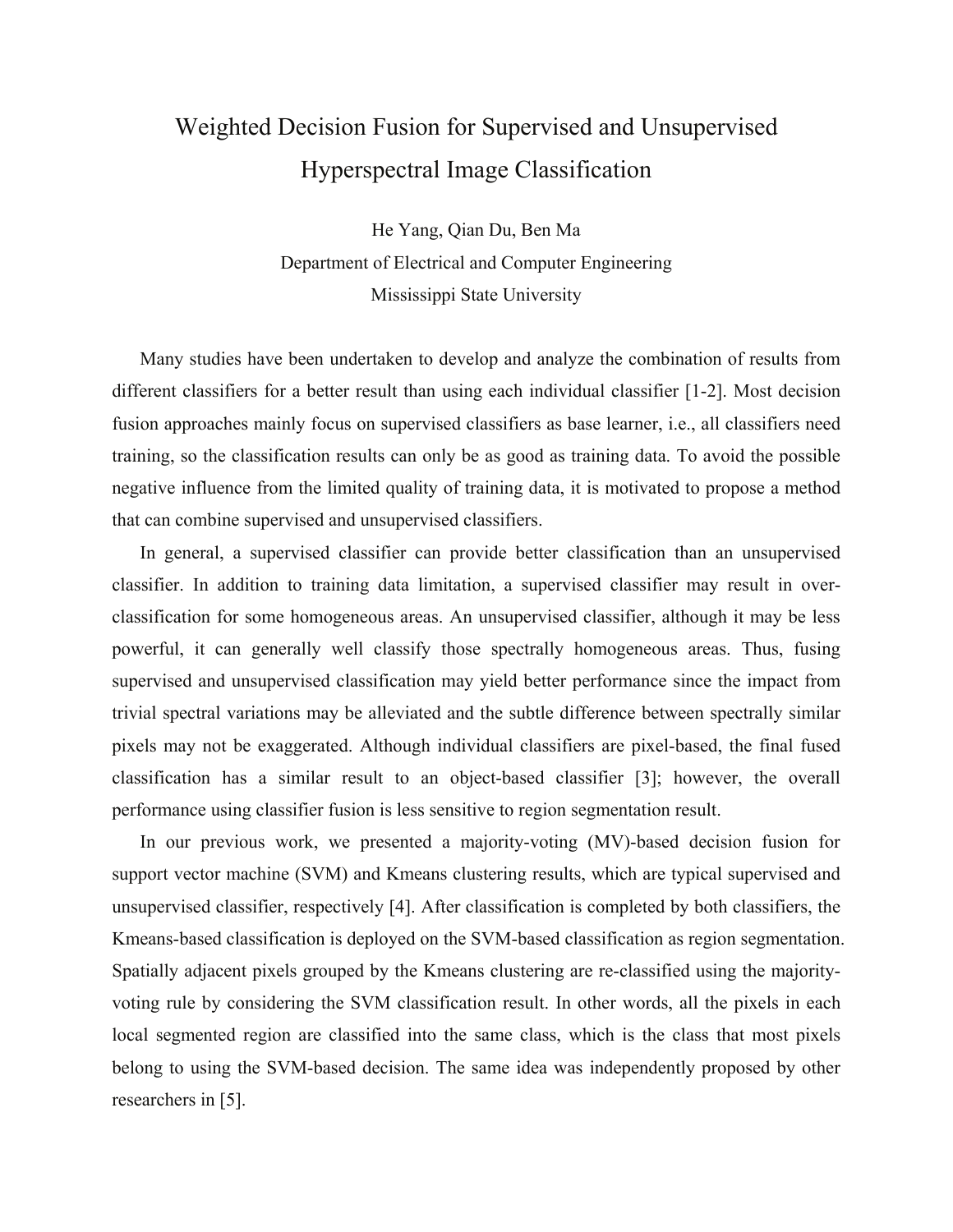# Weighted Decision Fusion for Supervised and Unsupervised Hyperspectral Image Classification

He Yang, Qian Du, Ben Ma

Department of Electrical and Computer Engineering

Mississippi State University

Many studies have been undertaken to develop and analyze the combination of results from different classifiers for a better result than using each individual classifier [1-2]. Most decision fusion approaches mainly focus on supervised classifiers as base learner, i.e., all classifiers need training, so the classification results can only be as good as training data. To avoid the possible negative influence from the limited quality of training data, it is motivated to propose a method that can combine supervised and unsupervised classifiers.

In general, a supervised classifier can provide better classification than an unsupervised classifier. In addition to training data limitation, a supervised classifier may result in over-classification for some homogeneous areas. An unsupervised classifier, although it may be less powerful, it can generally well classify those spectrally homogeneous areas. Thus, fusing supervised and unsupervised classification may yield better performance since the impact from trivial spectral variations may be alleviated and the subtle difference between spectrally similar pixels may not be exaggerated. Although individual classifiers are pixel-based, the final fused classification has a similar result to an object-based classifier [3]; however, the overall performance using classifier fusion is less sensitive to region segmentation result.

In our previous work, we presented a majority-voting (MV)-based decision fusion for support vector machine (SVM) and Kmeans clustering results, which are typical supervised and unsupervised classifier, respectively [4]. After classification is completed by both classifiers, the Kmeans-based classification is deployed on the SVM-based classification as region segmentation. Spatially adjacent pixels grouped by the Kmeans clustering are re-classified using the majority-voting rule by considering the SVM classification result. In other words, all the pixels in each local segmented region are classified into the same class, which is the class that most pixels belong to using the SVM-based decision. The same idea was independently proposed by other researchers in [5].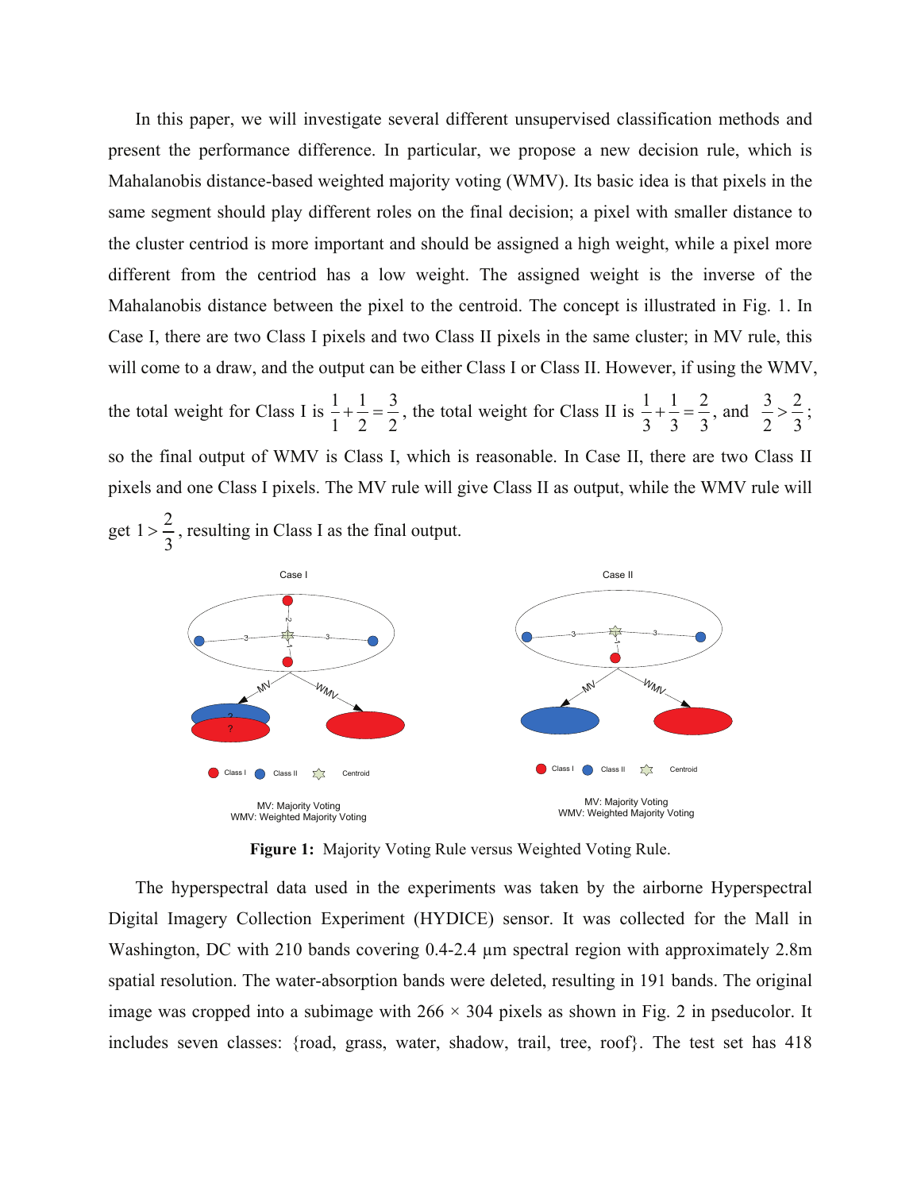In this paper, we will investigate several different unsupervised classification methods and present the performance difference. In particular, we propose a new decision rule, which is Mahalanobis distance-based weighted majority voting (WMV). Its basic idea is that pixels in the same segment should play different roles on the final decision; a pixel with smaller distance to the cluster centriod is more important and should be assigned a high weight, while a pixel more different from the centriod has a low weight. The assigned weight is the inverse of the Mahalanobis distance between the pixel to the centroid. The concept is illustrated in Fig. 1. In Case I, there are two Class I pixels and two Class II pixels in the same cluster; in MV rule, this will come to a draw, and the output can be either Class I or Class II. However, if using the WMV, the total weight for Class I is $\frac{1}{1}+\frac{1}{2}=\frac{3}{2}$, the total weight for Class II is $\frac{1}{3}+\frac{1}{3}=\frac{2}{3}$, and $\frac{3}{2}>\frac{2}{3}$; so the final output of WMV is Class I, which is reasonable. In Case II, there are two Class II pixels and one Class I pixels. The MV rule will give Class II as output, while the WMV rule will get $1>\frac{2}{3}$, resulting in Class I as the final output.

**Figure 1:** Majority Voting Rule versus Weighted Voting Rule.

The hyperspectral data used in the experiments was taken by the airborne Hyperspectral Digital Imagery Collection Experiment (HYDICE) sensor. It was collected for the Mall in Washington, DC with 210 bands covering 0.4-2.4 μm spectral region with approximately 2.8m spatial resolution. The water-absorption bands were deleted, resulting in 191 bands. The original image was cropped into a subimage with 266 × 304 pixels as shown in Fig. 2 in pseducolor. It includes seven classes: {road, grass, water, shadow, trail, tree, roof}. The test set has 418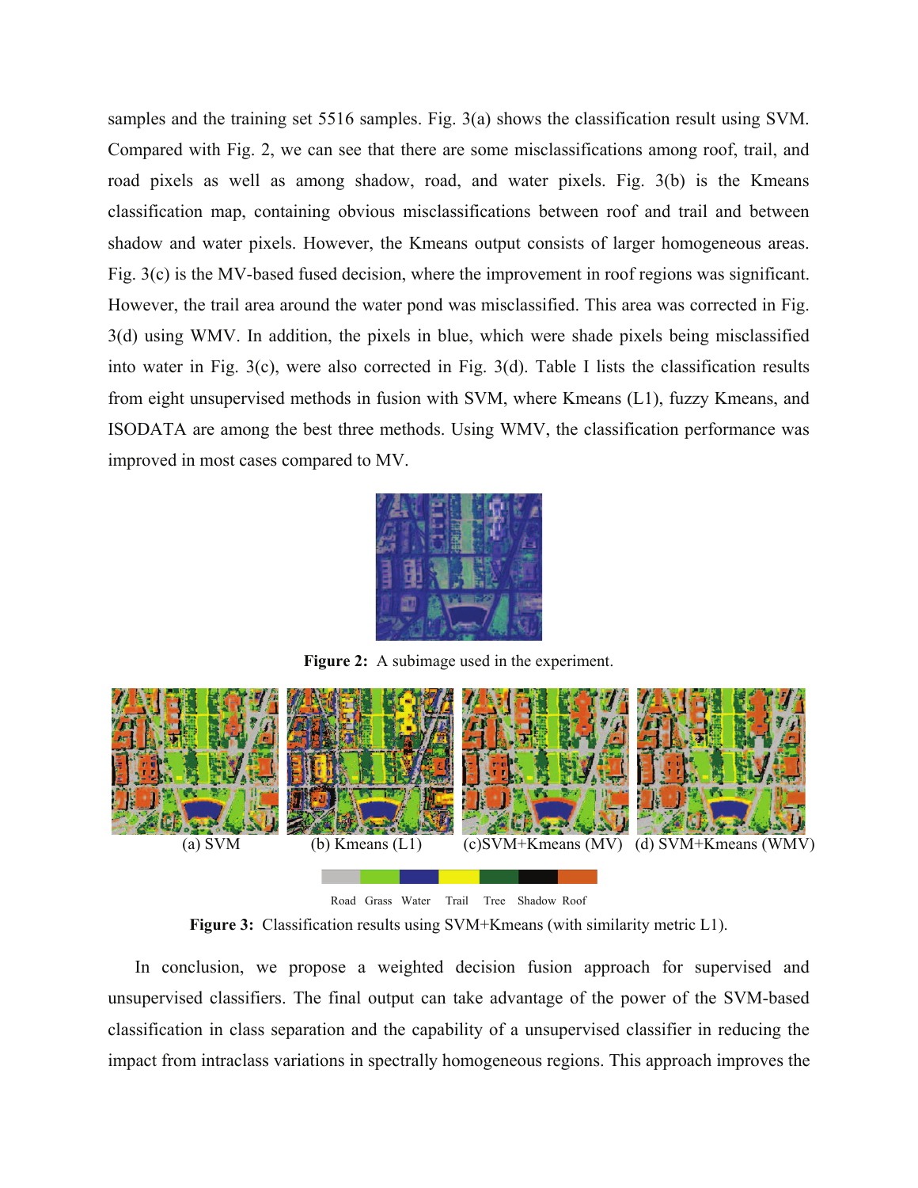samples and the training set 5516 samples. Fig. 3(a) shows the classification result using SVM. Compared with Fig. 2, we can see that there are some misclassifications among roof, trail, and road pixels as well as among shadow, road, and water pixels. Fig. 3(b) is the Kmeans classification map, containing obvious misclassifications between roof and trail and between shadow and water pixels. However, the Kmeans output consists of larger homogeneous areas. Fig. 3(c) is the MV-based fused decision, where the improvement in roof regions was significant. However, the trail area around the water pond was misclassified. This area was corrected in Fig. 3(d) using WMV. In addition, the pixels in blue, which were shade pixels being misclassified into water in Fig. 3(c), were also corrected in Fig. 3(d). Table I lists the classification results from eight unsupervised methods in fusion with SVM, where Kmeans (L1), fuzzy Kmeans, and ISODATA are among the best three methods. Using WMV, the classification performance was improved in most cases compared to MV.

**Figure 2:** A subimage used in the experiment.

(a) SVM (b) Kmeans (L1) (c)SVM+Kmeans (MV) (d) SVM+Kmeans (WMV)

Road Grass Water Trail Tree Shadow Roof

**Figure 3:** Classification results using SVM+Kmeans (with similarity metric L1).

In conclusion, we propose a weighted decision fusion approach for supervised and unsupervised classifiers. The final output can take advantage of the power of the SVM-based classification in class separation and the capability of a unsupervised classifier in reducing the impact from intraclass variations in spectrally homogeneous regions. This approach improves the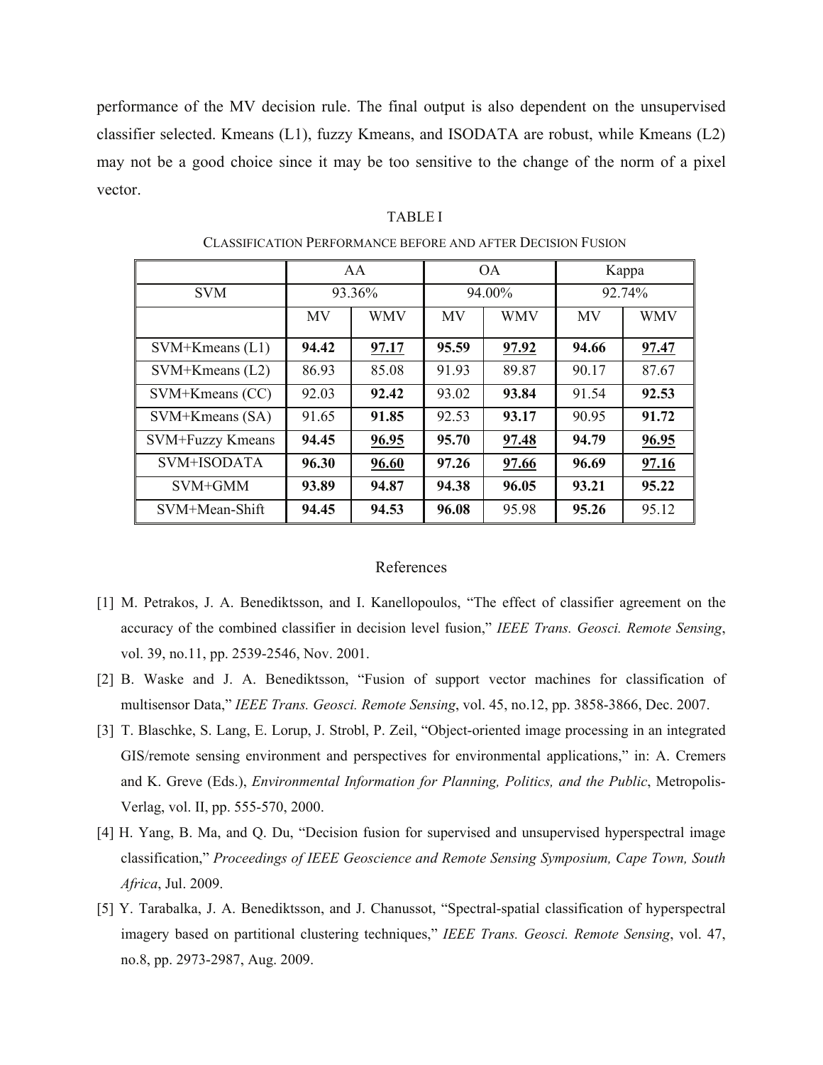performance of the MV decision rule. The final output is also dependent on the unsupervised classifier selected. Kmeans (L1), fuzzy Kmeans, and ISODATA are robust, while Kmeans (L2) may not be a good choice since it may be too sensitive to the change of the norm of a pixel vector.

TABLE I

CLASSIFICATION PERFORMANCE BEFORE AND AFTER DECISION FUSION

| | AA | | OA | | Kappa | |
|---|---|---|---|---|---|---|
| SVM | 93.36% | | 94.00% | | 92.74% | |
| | MV | WMV | MV | WMV | MV | WMV |
| SVM+Kmeans (L1) | **94.42** | **97.17** | **95.59** | **97.92** | **94.66** | **97.47** |
| SVM+Kmeans (L2) | 86.93 | 85.08 | 91.93 | 89.87 | 90.17 | 87.67 |
| SVM+Kmeans (CC) | 92.03 | **92.42** | 93.02 | **93.84** | 91.54 | **92.53** |
| SVM+Kmeans (SA) | 91.65 | **91.85** | 92.53 | **93.17** | 90.95 | **91.72** |
| SVM+Fuzzy Kmeans | **94.45** | **96.95** | **95.70** | **97.48** | **94.79** | **96.95** |
| SVM+ISODATA | **96.30** | **96.60** | **97.26** | **97.66** | **96.69** | **97.16** |
| SVM+GMM | **93.89** | **94.87** | **94.38** | **96.05** | **93.21** | **95.22** |
| SVM+Mean-Shift | **94.45** | **94.53** | **96.08** | 95.98 | **95.26** | 95.12 |

## References

[1] M. Petrakos, J. A. Benediktsson, and I. Kanellopoulos, "The effect of classifier agreement on the accuracy of the combined classifier in decision level fusion," *IEEE Trans. Geosci. Remote Sensing*, vol. 39, no.11, pp. 2539-2546, Nov. 2001.

[2] B. Waske and J. A. Benediktsson, "Fusion of support vector machines for classification of multisensor Data," *IEEE Trans. Geosci. Remote Sensing*, vol. 45, no.12, pp. 3858-3866, Dec. 2007.

[3] T. Blaschke, S. Lang, E. Lorup, J. Strobl, P. Zeil, "Object-oriented image processing in an integrated GIS/remote sensing environment and perspectives for environmental applications," in: A. Cremers and K. Greve (Eds.), *Environmental Information for Planning, Politics, and the Public*, Metropolis-Verlag, vol. II, pp. 555-570, 2000.

[4] H. Yang, B. Ma, and Q. Du, "Decision fusion for supervised and unsupervised hyperspectral image classification," *Proceedings of IEEE Geoscience and Remote Sensing Symposium, Cape Town, South Africa*, Jul. 2009.

[5] Y. Tarabalka, J. A. Benediktsson, and J. Chanussot, "Spectral-spatial classification of hyperspectral imagery based on partitional clustering techniques," *IEEE Trans. Geosci. Remote Sensing*, vol. 47, no.8, pp. 2973-2987, Aug. 2009.